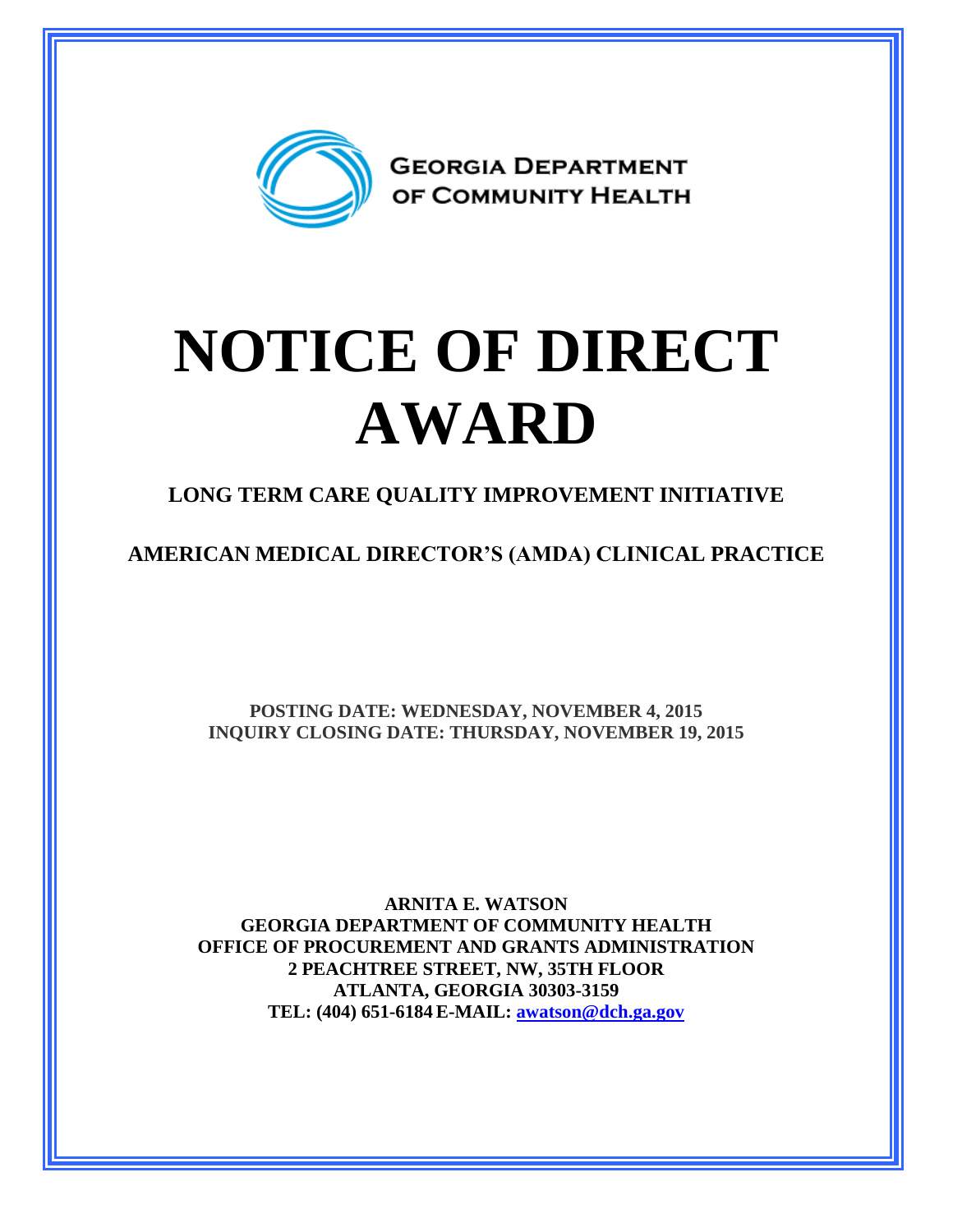GEORGIA DEPARTMENT OF COMMUNITY HEALTH

# NOTICE OF DIRECT AWARD

## LONG TERM CARE QUALITY IMPROVEMENT INITIATIVE

## AMERICAN MEDICAL DIRECTOR'S (AMDA) CLINICAL PRACTICE

**POSTING DATE: WEDNESDAY, NOVEMBER 4, 2015**
**INQUIRY CLOSING DATE: THURSDAY, NOVEMBER 19, 2015**

**ARNITA E. WATSON**
**GEORGIA DEPARTMENT OF COMMUNITY HEALTH**
**OFFICE OF PROCUREMENT AND GRANTS ADMINISTRATION**
**2 PEACHTREE STREET, NW, 35TH FLOOR**
**ATLANTA, GEORGIA 30303-3159**
**TEL: (404) 651-6184 E-MAIL: awatson@dch.ga.gov**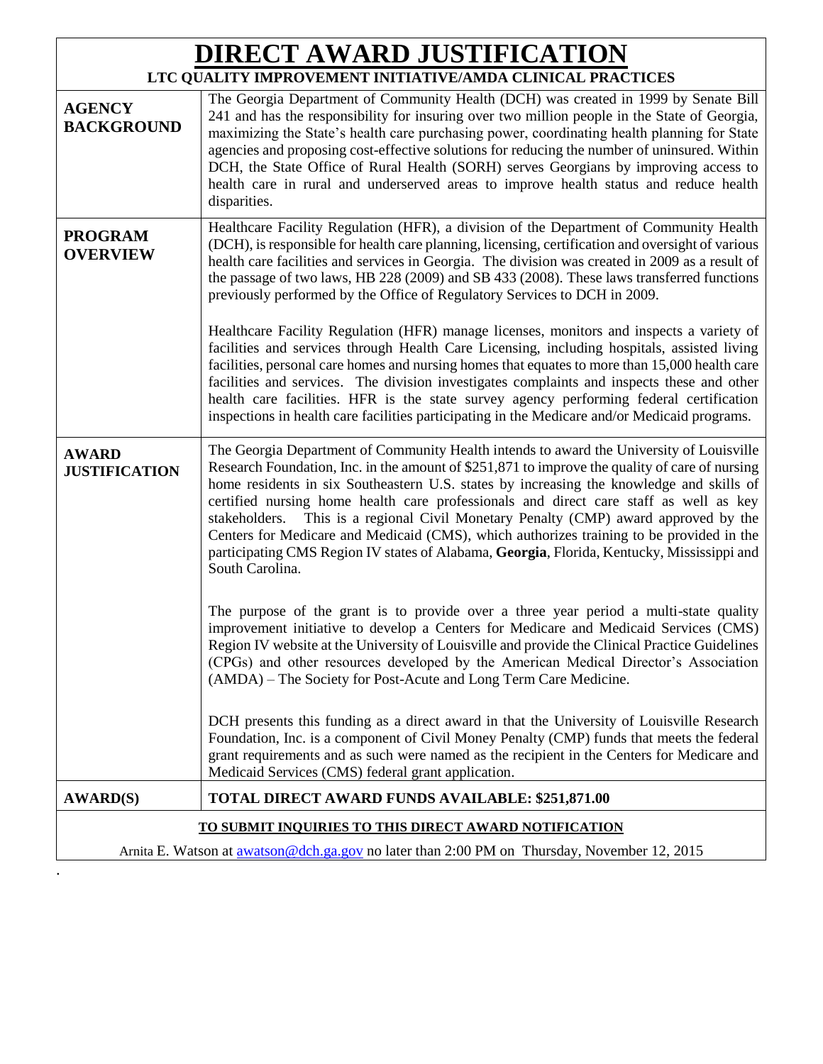# DIRECT AWARD JUSTIFICATION

## LTC QUALITY IMPROVEMENT INITIATIVE/AMDA CLINICAL PRACTICES

| | |
|---|---|
| **AGENCY BACKGROUND** | The Georgia Department of Community Health (DCH) was created in 1999 by Senate Bill 241 and has the responsibility for insuring over two million people in the State of Georgia, maximizing the State's health care purchasing power, coordinating health planning for State agencies and proposing cost-effective solutions for reducing the number of uninsured. Within DCH, the State Office of Rural Health (SORH) serves Georgians by improving access to health care in rural and underserved areas to improve health status and reduce health disparities. |
| **PROGRAM OVERVIEW** | Healthcare Facility Regulation (HFR), a division of the Department of Community Health (DCH), is responsible for health care planning, licensing, certification and oversight of various health care facilities and services in Georgia. The division was created in 2009 as a result of the passage of two laws, HB 228 (2009) and SB 433 (2008). These laws transferred functions previously performed by the Office of Regulatory Services to DCH in 2009.<br><br>Healthcare Facility Regulation (HFR) manage licenses, monitors and inspects a variety of facilities and services through Health Care Licensing, including hospitals, assisted living facilities, personal care homes and nursing homes that equates to more than 15,000 health care facilities and services. The division investigates complaints and inspects these and other health care facilities. HFR is the state survey agency performing federal certification inspections in health care facilities participating in the Medicare and/or Medicaid programs. |
| **AWARD JUSTIFICATION** | The Georgia Department of Community Health intends to award the University of Louisville Research Foundation, Inc. in the amount of $251,871 to improve the quality of care of nursing home residents in six Southeastern U.S. states by increasing the knowledge and skills of certified nursing home health care professionals and direct care staff as well as key stakeholders. This is a regional Civil Monetary Penalty (CMP) award approved by the Centers for Medicare and Medicaid (CMS), which authorizes training to be provided in the participating CMS Region IV states of Alabama, **Georgia**, Florida, Kentucky, Mississippi and South Carolina.<br><br>The purpose of the grant is to provide over a three year period a multi-state quality improvement initiative to develop a Centers for Medicare and Medicaid Services (CMS) Region IV website at the University of Louisville and provide the Clinical Practice Guidelines (CPGs) and other resources developed by the American Medical Director's Association (AMDA) – The Society for Post-Acute and Long Term Care Medicine.<br><br>DCH presents this funding as a direct award in that the University of Louisville Research Foundation, Inc. is a component of Civil Money Penalty (CMP) funds that meets the federal grant requirements and as such were named as the recipient in the Centers for Medicare and Medicaid Services (CMS) federal grant application. |
| **AWARD(S)** | **TOTAL DIRECT AWARD FUNDS AVAILABLE: $251,871.00** |

**TO SUBMIT INQUIRIES TO THIS DIRECT AWARD NOTIFICATION**

Arnita E. Watson at awatson@dch.ga.gov no later than 2:00 PM on Thursday, November 12, 2015